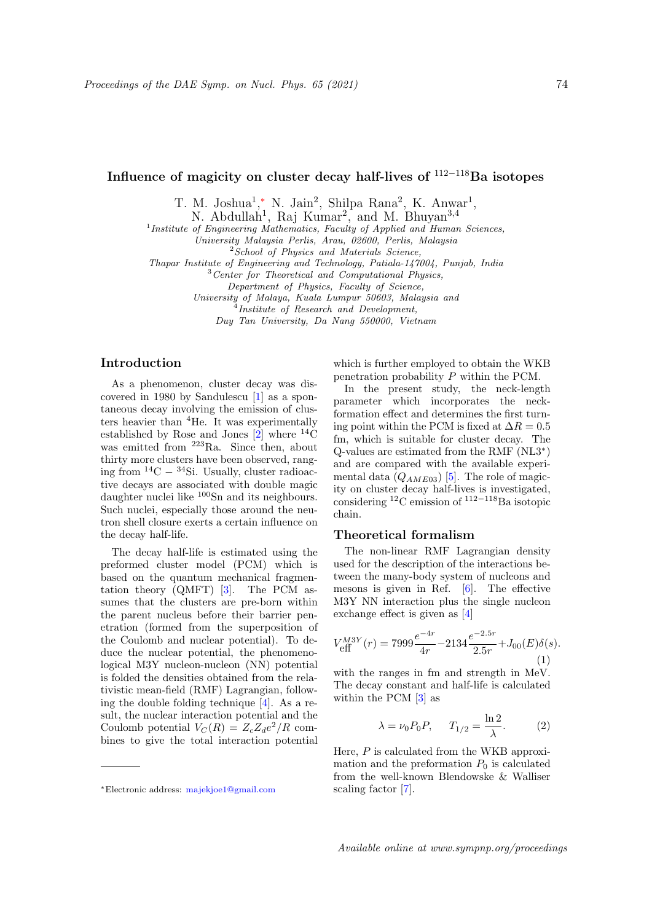# Influence of magicity on cluster decay half-lives of $^{112-118}$Ba isotopes

T. M. Joshua[1,*], N. Jain[2], Shilpa Rana[2], K. Anwar[1], N. Abdullah[1], Raj Kumar[2], and M. Bhuyan[3,4]

[1] *Institute of Engineering Mathematics, Faculty of Applied and Human Sciences, University Malaysia Perlis, Arau, 02600, Perlis, Malaysia*

[2] *School of Physics and Materials Science, Thapar Institute of Engineering and Technology, Patiala-147004, Punjab, India*

[3] *Center for Theoretical and Computational Physics, Department of Physics, Faculty of Science, University of Malaya, Kuala Lumpur 50603, Malaysia and*

[4] *Institute of Research and Development, Duy Tan University, Da Nang 550000, Vietnam*

## Introduction

As a phenomenon, cluster decay was discovered in 1980 by Sandulescu [1] as a spontaneous decay involving the emission of clusters heavier than $^4$He. It was experimentally established by Rose and Jones [2] where $^{14}$C was emitted from $^{223}$Ra. Since then, about thirty more clusters have been observed, ranging from $^{14}$C − $^{34}$Si. Usually, cluster radioactive decays are associated with double magic daughter nuclei like $^{100}$Sn and its neighbours. Such nuclei, especially those around the neutron shell closure exerts a certain influence on the decay half-life.

The decay half-life is estimated using the preformed cluster model (PCM) which is based on the quantum mechanical fragmentation theory (QMFT) [3]. The PCM assumes that the clusters are pre-born within the parent nucleus before their barrier penetration (formed from the superposition of the Coulomb and nuclear potential). To deduce the nuclear potential, the phenomenological M3Y nucleon-nucleon (NN) potential is folded the densities obtained from the relativistic mean-field (RMF) Lagrangian, following the double folding technique [4]. As a result, the nuclear interaction potential and the Coulomb potential $V_C(R) = Z_c Z_d e^2/R$ combines to give the total interaction potential which is further employed to obtain the WKB penetration probability $P$ within the PCM.

In the present study, the neck-length parameter which incorporates the neck-formation effect and determines the first turning point within the PCM is fixed at $\Delta R = 0.5$ fm, which is suitable for cluster decay. The Q-values are estimated from the RMF (NL3*) and are compared with the available experimental data ($Q_{AME03}$) [5]. The role of magicity on cluster decay half-lives is investigated, considering $^{12}$C emission of $^{112-118}$Ba isotopic chain.

## Theoretical formalism

The non-linear RMF Lagrangian density used for the description of the interactions between the many-body system of nucleons and mesons is given in Ref. [6]. The effective M3Y NN interaction plus the single nucleon exchange effect is given as [4]

$$V_{\rm eff}^{M3Y}(r) = 7999\frac{e^{-4r}}{4r} - 2134\frac{e^{-2.5r}}{2.5r} + J_{00}(E)\delta(s). \quad (1)$$

with the ranges in fm and strength in MeV. The decay constant and half-life is calculated within the PCM [3] as

$$\lambda = \nu_0 P_0 P, \quad T_{1/2} = \frac{\ln 2}{\lambda}. \quad (2)$$

Here, $P$ is calculated from the WKB approximation and the preformation $P_0$ is calculated from the well-known Blendowske & Walliser scaling factor [7].

*Electronic address: majekjoe1@gmail.com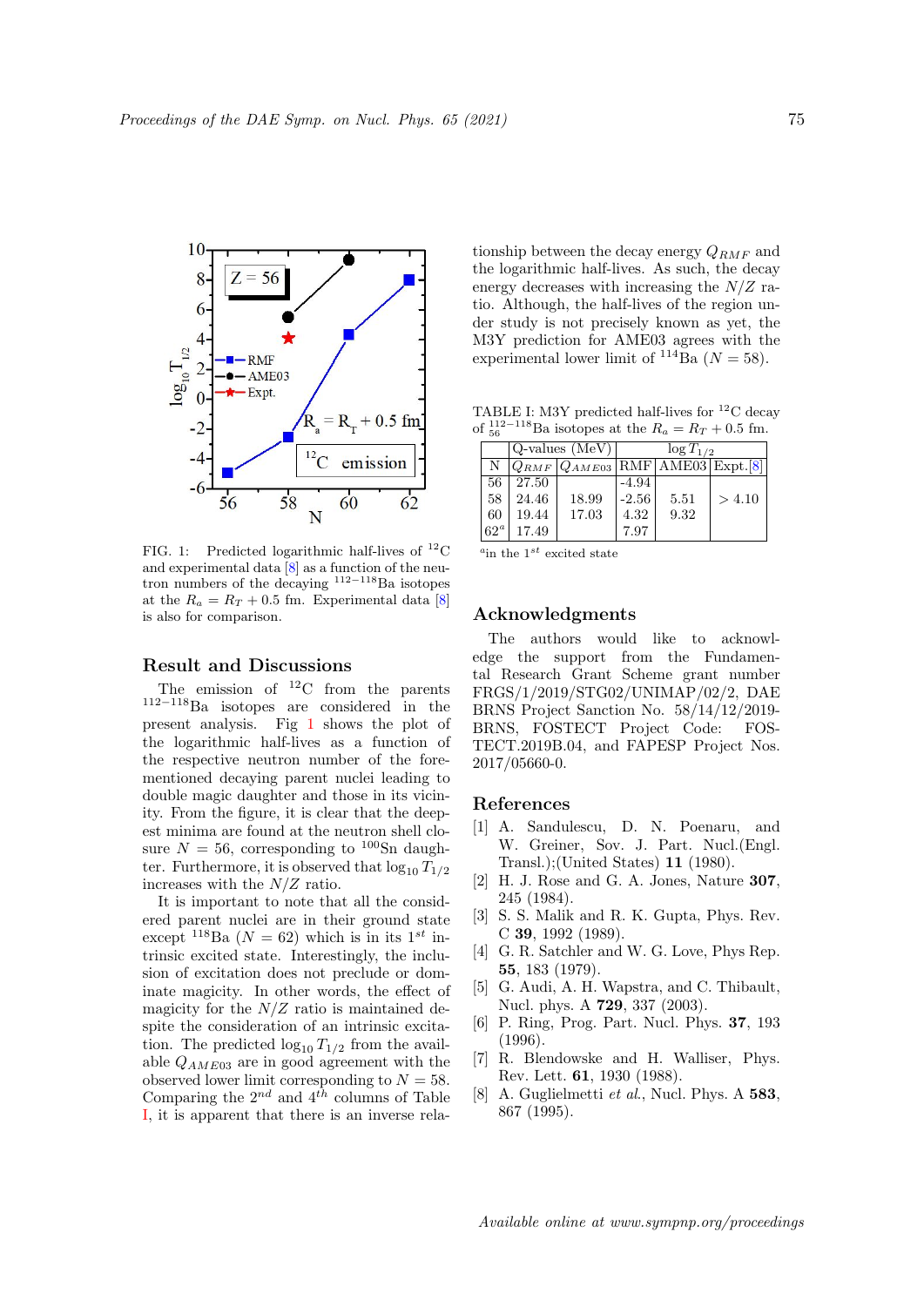Z = 56

RMF
AME03
Expt.

$R_a = R_T + 0.5$ fm

$^{12}$C emission

N

$\log_{10} T_{1/2}$

FIG. 1: Predicted logarithmic half-lives of $^{12}$C and experimental data [8] as a function of the neutron numbers of the decaying $^{112-118}$Ba isotopes at the $R_a = R_T + 0.5$ fm. Experimental data [8] is also for comparison.

## Result and Discussions

The emission of $^{12}$C from the parents $^{112-118}$Ba isotopes are considered in the present analysis. Fig 1 shows the plot of the logarithmic half-lives as a function of the respective neutron number of the forementioned decaying parent nuclei leading to double magic daughter and those in its vicinity. From the figure, it is clear that the deepest minima are found at the neutron shell closure $N = 56$, corresponding to $^{100}$Sn daughter. Furthermore, it is observed that $\log_{10} T_{1/2}$ increases with the $N/Z$ ratio.

It is important to note that all the considered parent nuclei are in their ground state except $^{118}$Ba ($N = 62$) which is in its 1$^{st}$ intrinsic excited state. Interestingly, the inclusion of excitation does not preclude or dominate magicity. In other words, the effect of magicity for the $N/Z$ ratio is maintained despite the consideration of an intrinsic excitation. The predicted $\log_{10} T_{1/2}$ from the available $Q_{AME03}$ are in good agreement with the observed lower limit corresponding to $N = 58$. Comparing the 2$^{nd}$ and 4$^{th}$ columns of Table I, it is apparent that there is an inverse relationship between the decay energy $Q_{RMF}$ and the logarithmic half-lives. As such, the decay energy decreases with increasing the $N/Z$ ratio. Although, the half-lives of the region under study is not precisely known as yet, the M3Y prediction for AME03 agrees with the experimental lower limit of $^{114}$Ba ($N = 58$).

TABLE I: M3Y predicted half-lives for $^{12}$C decay of $^{112-118}_{56}$Ba isotopes at the $R_a = R_T + 0.5$ fm.

| | Q-values (MeV) | | $\log T_{1/2}$ | | |
|---|---|---|---|---|---|
| N | $Q_{RMF}$ | $Q_{AME03}$ | RMF | AME03 | Expt.[8] |
| 56 | 27.50 | | -4.94 | | |
| 58 | 24.46 | 18.99 | -2.56 | 5.51 | > 4.10 |
| 60 | 19.44 | 17.03 | 4.32 | 9.32 | |
| 62$^a$ | 17.49 | | 7.97 | | |

$^a$in the 1$^{st}$ excited state

## Acknowledgments

The authors would like to acknowledge the support from the Fundamental Research Grant Scheme grant number FRGS/1/2019/STG02/UNIMAP/02/2, DAE BRNS Project Sanction No. 58/14/12/2019-BRNS, FOSTECT Project Code: FOSTECT.2019B.04, and FAPESP Project Nos. 2017/05660-0.

## References

[1] A. Sandulescu, D. N. Poenaru, and W. Greiner, Sov. J. Part. Nucl.(Engl. Transl.);(United States) **11** (1980).

[2] H. J. Rose and G. A. Jones, Nature **307**, 245 (1984).

[3] S. S. Malik and R. K. Gupta, Phys. Rev. C **39**, 1992 (1989).

[4] G. R. Satchler and W. G. Love, Phys Rep. **55**, 183 (1979).

[5] G. Audi, A. H. Wapstra, and C. Thibault, Nucl. phys. A **729**, 337 (2003).

[6] P. Ring, Prog. Part. Nucl. Phys. **37**, 193 (1996).

[7] R. Blendowske and H. Walliser, Phys. Rev. Lett. **61**, 1930 (1988).

[8] A. Guglielmetti *et al.*, Nucl. Phys. A **583**, 867 (1995).